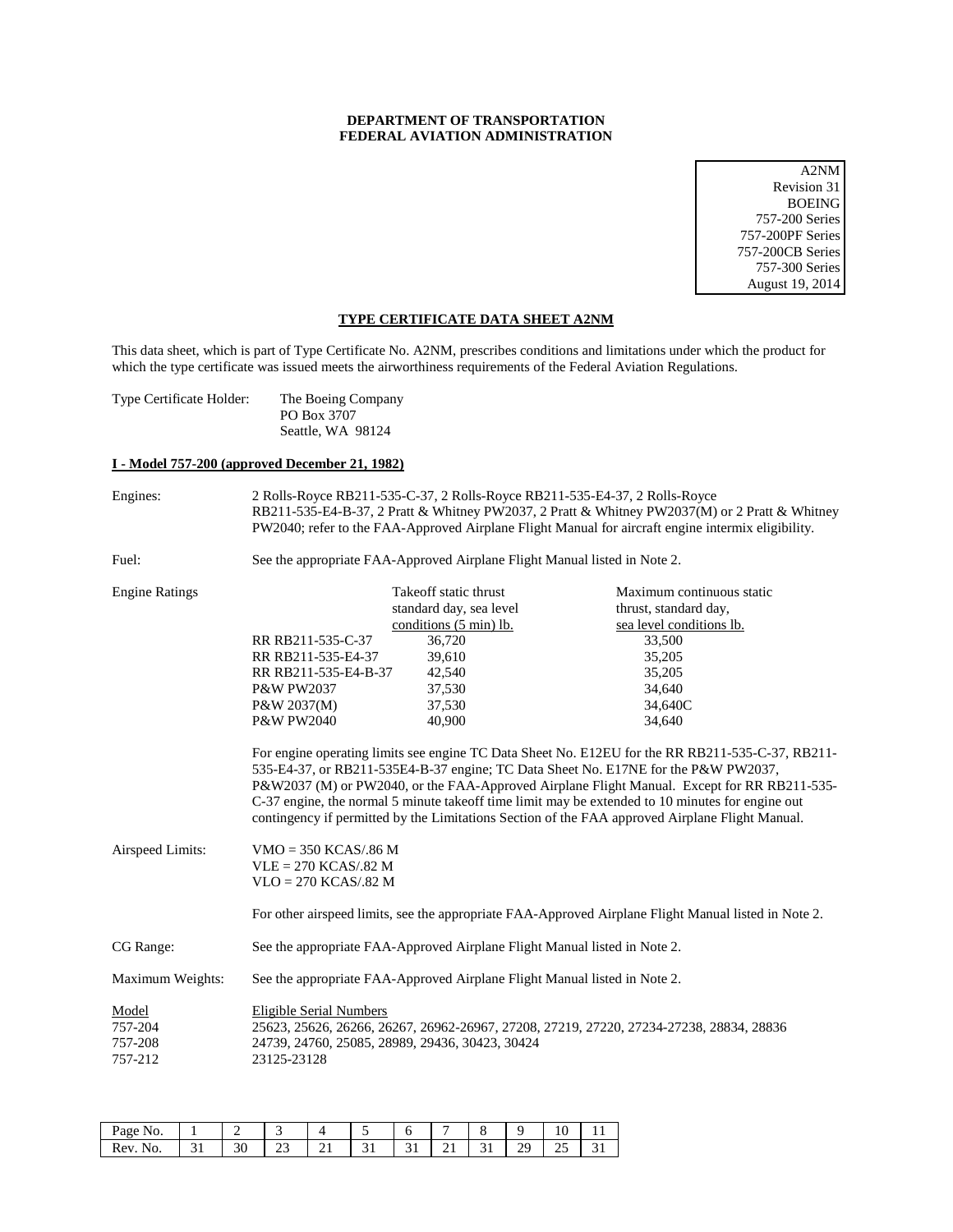**DEPARTMENT OF TRANSPORTATION**
**FEDERAL AVIATION ADMINISTRATION**

A2NM
Revision 31
BOEING
757-200 Series
757-200PF Series
757-200CB Series
757-300 Series
August 19, 2014

## TYPE CERTIFICATE DATA SHEET A2NM

This data sheet, which is part of Type Certificate No. A2NM, prescribes conditions and limitations under which the product for which the type certificate was issued meets the airworthiness requirements of the Federal Aviation Regulations.

Type Certificate Holder: The Boeing Company
PO Box 3707
Seattle, WA 98124

### I - Model 757-200 (approved December 21, 1982)

Engines: 2 Rolls-Royce RB211-535-C-37, 2 Rolls-Royce RB211-535-E4-37, 2 Rolls-Royce RB211-535-E4-B-37, 2 Pratt & Whitney PW2037, 2 Pratt & Whitney PW2037(M) or 2 Pratt & Whitney PW2040; refer to the FAA-Approved Airplane Flight Manual for aircraft engine intermix eligibility.

Fuel: See the appropriate FAA-Approved Airplane Flight Manual listed in Note 2.

Engine Ratings

| | Takeoff static thrust standard day, sea level conditions (5 min) lb. | Maximum continuous static thrust, standard day, sea level conditions lb. |
|---|---|---|
| RR RB211-535-C-37 | 36,720 | 33,500 |
| RR RB211-535-E4-37 | 39,610 | 35,205 |
| RR RB211-535-E4-B-37 | 42,540 | 35,205 |
| P&W PW2037 | 37,530 | 34,640 |
| P&W 2037(M) | 37,530 | 34,640C |
| P&W PW2040 | 40,900 | 34,640 |

For engine operating limits see engine TC Data Sheet No. E12EU for the RR RB211-535-C-37, RB211-535-E4-37, or RB211-535E4-B-37 engine; TC Data Sheet No. E17NE for the P&W PW2037, P&W2037 (M) or PW2040, or the FAA-Approved Airplane Flight Manual. Except for RR RB211-535-C-37 engine, the normal 5 minute takeoff time limit may be extended to 10 minutes for engine out contingency if permitted by the Limitations Section of the FAA approved Airplane Flight Manual.

Airspeed Limits: VMO = 350 KCAS/.86 M
VLE = 270 KCAS/.82 M
VLO = 270 KCAS/.82 M

For other airspeed limits, see the appropriate FAA-Approved Airplane Flight Manual listed in Note 2.

CG Range: See the appropriate FAA-Approved Airplane Flight Manual listed in Note 2.

Maximum Weights: See the appropriate FAA-Approved Airplane Flight Manual listed in Note 2.

| Model | Eligible Serial Numbers |
|---|---|
| 757-204 | 25623, 25626, 26266, 26267, 26962-26967, 27208, 27219, 27220, 27234-27238, 28834, 28836 |
| 757-208 | 24739, 24760, 25085, 28989, 29436, 30423, 30424 |
| 757-212 | 23125-23128 |

| Page No. | 1 | 2 | 3 | 4 | 5 | 6 | 7 | 8 | 9 | 10 | 11 |
|---|---|---|---|---|---|---|---|---|---|---|---|
| Rev. No. | 31 | 30 | 23 | 21 | 31 | 31 | 21 | 31 | 29 | 25 | 31 |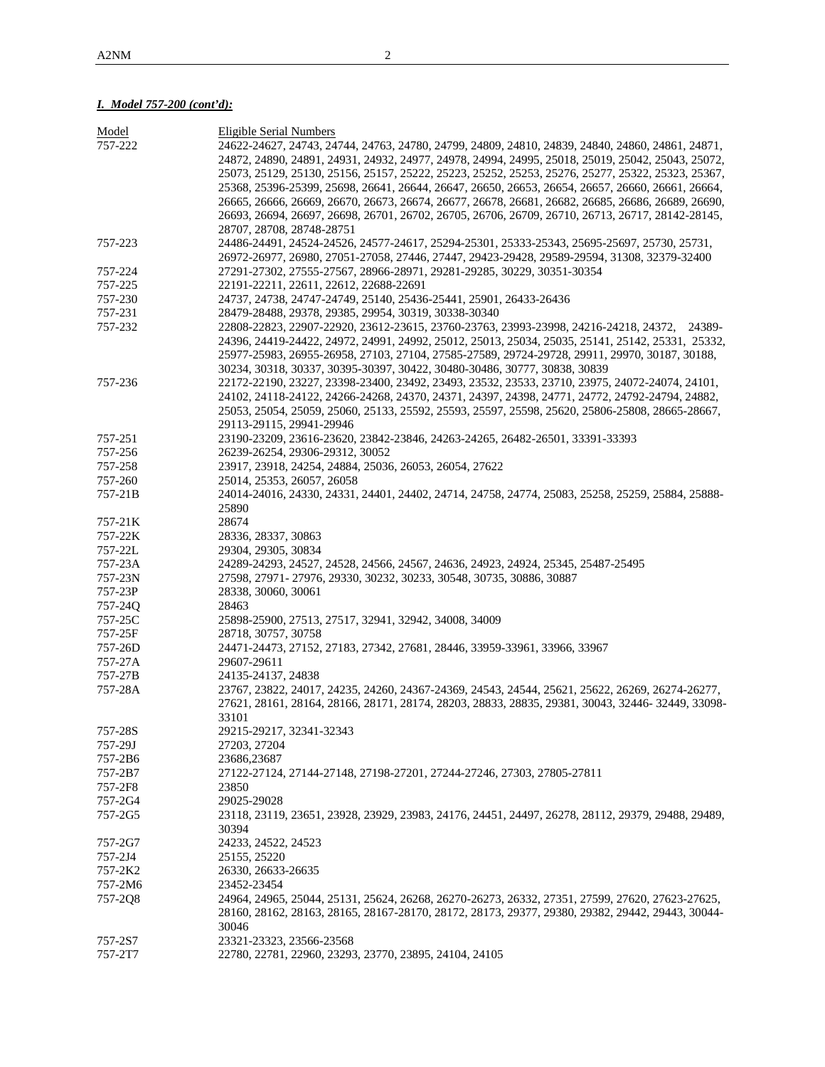### *I. Model 757-200 (cont'd):*

| Model | Eligible Serial Numbers |
|---|---|
| 757-222 | 24622-24627, 24743, 24744, 24763, 24780, 24799, 24809, 24810, 24839, 24840, 24860, 24861, 24871, 24872, 24890, 24891, 24931, 24932, 24977, 24978, 24994, 24995, 25018, 25019, 25042, 25043, 25072, 25073, 25129, 25130, 25156, 25157, 25222, 25223, 25252, 25253, 25276, 25277, 25322, 25323, 25367, 25368, 25396-25399, 25698, 26641, 26644, 26647, 26650, 26653, 26654, 26657, 26660, 26661, 26664, 26665, 26666, 26669, 26670, 26673, 26674, 26677, 26678, 26681, 26682, 26685, 26686, 26689, 26690, 26693, 26694, 26697, 26698, 26701, 26702, 26705, 26706, 26709, 26710, 26713, 26717, 28142-28145, 28707, 28708, 28748-28751 |
| 757-223 | 24486-24491, 24524-24526, 24577-24617, 25294-25301, 25333-25343, 25695-25697, 25730, 25731, 26972-26977, 26980, 27051-27058, 27446, 27447, 29423-29428, 29589-29594, 31308, 32379-32400 |
| 757-224 | 27291-27302, 27555-27567, 28966-28971, 29281-29285, 30229, 30351-30354 |
| 757-225 | 22191-22211, 22611, 22612, 22688-22691 |
| 757-230 | 24737, 24738, 24747-24749, 25140, 25436-25441, 25901, 26433-26436 |
| 757-231 | 28479-28488, 29378, 29385, 29954, 30319, 30338-30340 |
| 757-232 | 22808-22823, 22907-22920, 23612-23615, 23760-23763, 23993-23998, 24216-24218, 24372, 24389-24396, 24419-24422, 24972, 24991, 24992, 25012, 25013, 25034, 25035, 25141, 25142, 25331, 25332, 25977-25983, 26955-26958, 27103, 27104, 27585-27589, 29724-29728, 29911, 29970, 30187, 30188, 30234, 30318, 30337, 30395-30397, 30422, 30480-30486, 30777, 30838, 30839 |
| 757-236 | 22172-22190, 23227, 23398-23400, 23492, 23493, 23532, 23533, 23710, 23975, 24072-24074, 24101, 24102, 24118-24122, 24266-24268, 24370, 24371, 24397, 24398, 24771, 24772, 24792-24794, 24882, 25053, 25054, 25059, 25060, 25133, 25592, 25593, 25597, 25598, 25620, 25806-25808, 28665-28667, 29113-29115, 29941-29946 |
| 757-251 | 23190-23209, 23616-23620, 23842-23846, 24263-24265, 26482-26501, 33391-33393 |
| 757-256 | 26239-26254, 29306-29312, 30052 |
| 757-258 | 23917, 23918, 24254, 24884, 25036, 26053, 26054, 27622 |
| 757-260 | 25014, 25353, 26057, 26058 |
| 757-21B | 24014-24016, 24330, 24331, 24401, 24402, 24714, 24758, 24774, 25083, 25258, 25259, 25884, 25888-25890 |
| 757-21K | 28674 |
| 757-22K | 28336, 28337, 30863 |
| 757-22L | 29304, 29305, 30834 |
| 757-23A | 24289-24293, 24527, 24528, 24566, 24567, 24636, 24923, 24924, 25345, 25487-25495 |
| 757-23N | 27598, 27971- 27976, 29330, 30232, 30233, 30548, 30735, 30886, 30887 |
| 757-23P | 28338, 30060, 30061 |
| 757-24Q | 28463 |
| 757-25C | 25898-25900, 27513, 27517, 32941, 32942, 34008, 34009 |
| 757-25F | 28718, 30757, 30758 |
| 757-26D | 24471-24473, 27152, 27183, 27342, 27681, 28446, 33959-33961, 33966, 33967 |
| 757-27A | 29607-29611 |
| 757-27B | 24135-24137, 24838 |
| 757-28A | 23767, 23822, 24017, 24235, 24260, 24367-24369, 24543, 24544, 25621, 25622, 26269, 26274-26277, 27621, 28161, 28164, 28166, 28171, 28174, 28203, 28833, 28835, 29381, 30043, 32446- 32449, 33098-33101 |
| 757-28S | 29215-29217, 32341-32343 |
| 757-29J | 27203, 27204 |
| 757-2B6 | 23686,23687 |
| 757-2B7 | 27122-27124, 27144-27148, 27198-27201, 27244-27246, 27303, 27805-27811 |
| 757-2F8 | 23850 |
| 757-2G4 | 29025-29028 |
| 757-2G5 | 23118, 23119, 23651, 23928, 23929, 23983, 24176, 24451, 24497, 26278, 28112, 29379, 29488, 29489, 30394 |
| 757-2G7 | 24233, 24522, 24523 |
| 757-2J4 | 25155, 25220 |
| 757-2K2 | 26330, 26633-26635 |
| 757-2M6 | 23452-23454 |
| 757-2Q8 | 24964, 24965, 25044, 25131, 25624, 26268, 26270-26273, 26332, 27351, 27599, 27620, 27623-27625, 28160, 28162, 28163, 28165, 28167-28170, 28172, 28173, 29377, 29380, 29382, 29442, 29443, 30044-30046 |
| 757-2S7 | 23321-23323, 23566-23568 |
| 757-2T7 | 22780, 22781, 22960, 23293, 23770, 23895, 24104, 24105 |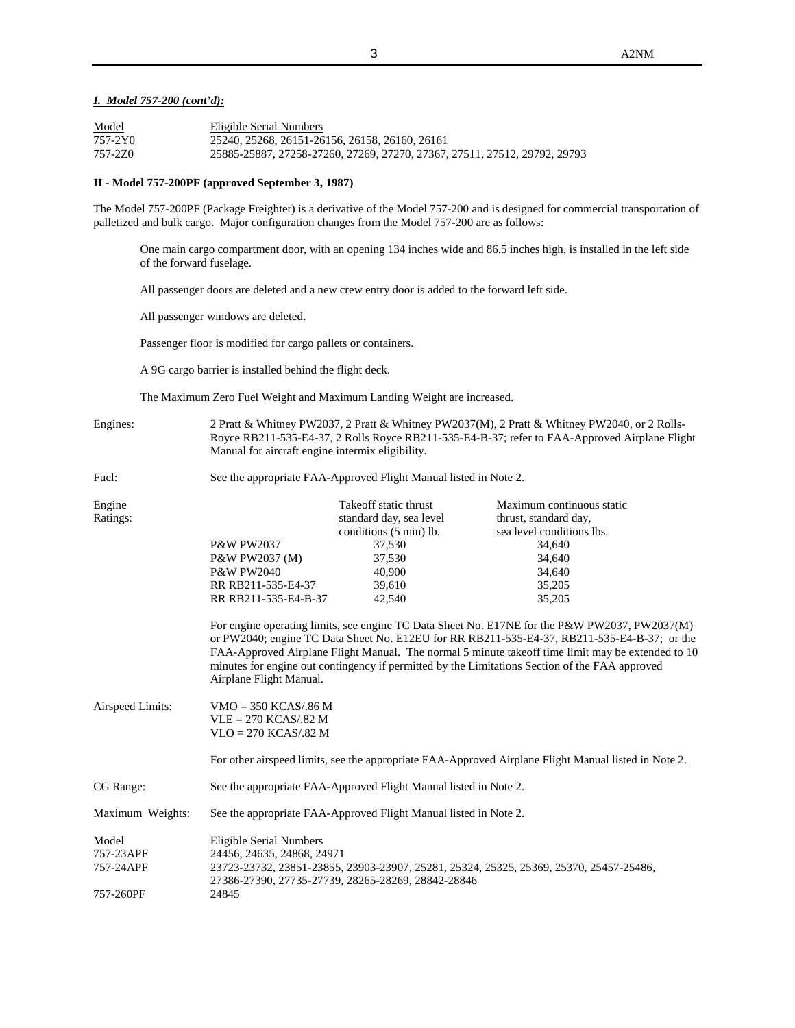***I. Model 757-200 (cont'd):***

| Model | Eligible Serial Numbers |
|---|---|
| 757-2Y0 | 25240, 25268, 26151-26156, 26158, 26160, 26161 |
| 757-2Z0 | 25885-25887, 27258-27260, 27269, 27270, 27367, 27511, 27512, 29792, 29793 |

**II - Model 757-200PF (approved September 3, 1987)**

The Model 757-200PF (Package Freighter) is a derivative of the Model 757-200 and is designed for commercial transportation of palletized and bulk cargo. Major configuration changes from the Model 757-200 are as follows:

One main cargo compartment door, with an opening 134 inches wide and 86.5 inches high, is installed in the left side of the forward fuselage.

All passenger doors are deleted and a new crew entry door is added to the forward left side.

All passenger windows are deleted.

Passenger floor is modified for cargo pallets or containers.

A 9G cargo barrier is installed behind the flight deck.

The Maximum Zero Fuel Weight and Maximum Landing Weight are increased.

Engines: 2 Pratt & Whitney PW2037, 2 Pratt & Whitney PW2037(M), 2 Pratt & Whitney PW2040, or 2 Rolls-Royce RB211-535-E4-37, 2 Rolls Royce RB211-535-E4-B-37; refer to FAA-Approved Airplane Flight Manual for aircraft engine intermix eligibility.

Fuel: See the appropriate FAA-Approved Flight Manual listed in Note 2.

Engine Ratings:

| | Takeoff static thrust standard day, sea level conditions (5 min) lb. | Maximum continuous static thrust, standard day, sea level conditions lbs. |
|---|---|---|
| P&W PW2037 | 37,530 | 34,640 |
| P&W PW2037 (M) | 37,530 | 34,640 |
| P&W PW2040 | 40,900 | 34,640 |
| RR RB211-535-E4-37 | 39,610 | 35,205 |
| RR RB211-535-E4-B-37 | 42,540 | 35,205 |

For engine operating limits, see engine TC Data Sheet No. E17NE for the P&W PW2037, PW2037(M) or PW2040; engine TC Data Sheet No. E12EU for RR RB211-535-E4-37, RB211-535-E4-B-37; or the FAA-Approved Airplane Flight Manual. The normal 5 minute takeoff time limit may be extended to 10 minutes for engine out contingency if permitted by the Limitations Section of the FAA approved Airplane Flight Manual.

Airspeed Limits: VMO = 350 KCAS/.86 M
VLE = 270 KCAS/.82 M
VLO = 270 KCAS/.82 M

For other airspeed limits, see the appropriate FAA-Approved Airplane Flight Manual listed in Note 2.

CG Range: See the appropriate FAA-Approved Flight Manual listed in Note 2.

Maximum Weights: See the appropriate FAA-Approved Flight Manual listed in Note 2.

| Model | Eligible Serial Numbers |
|---|---|
| 757-23APF | 24456, 24635, 24868, 24971 |
| 757-24APF | 23723-23732, 23851-23855, 23903-23907, 25281, 25324, 25325, 25369, 25370, 25457-25486, 27386-27390, 27735-27739, 28265-28269, 28842-28846 |
| 757-260PF | 24845 |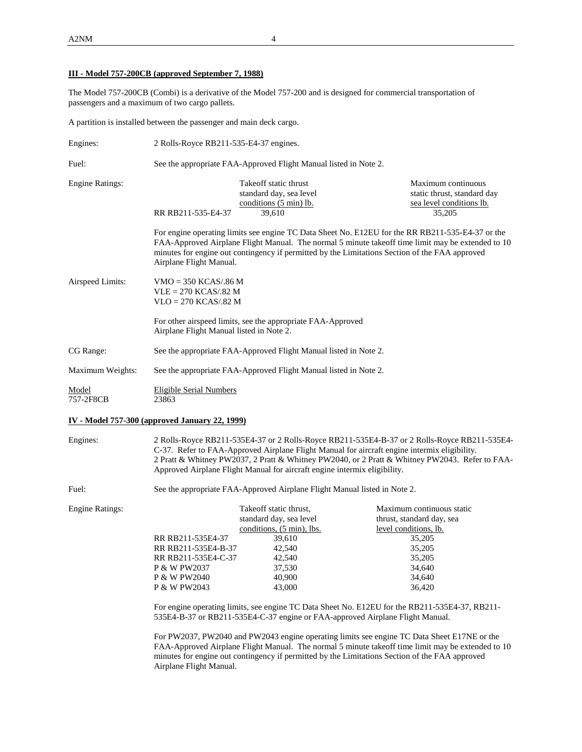**III - Model 757-200CB (approved September 7, 1988)**

The Model 757-200CB (Combi) is a derivative of the Model 757-200 and is designed for commercial transportation of passengers and a maximum of two cargo pallets.

A partition is installed between the passenger and main deck cargo.

Engines: 2 Rolls-Royce RB211-535-E4-37 engines.

Fuel: See the appropriate FAA-Approved Flight Manual listed in Note 2.

Engine Ratings:

| | Takeoff static thrust standard day, sea level conditions (5 min) lb. | Maximum continuous static thrust, standard day sea level conditions lb. |
|---|---|---|
| RR RB211-535-E4-37 | 39,610 | 35,205 |

For engine operating limits see engine TC Data Sheet No. E12EU for the RR RB211-535-E4-37 or the FAA-Approved Airplane Flight Manual. The normal 5 minute takeoff time limit may be extended to 10 minutes for engine out contingency if permitted by the Limitations Section of the FAA approved Airplane Flight Manual.

Airspeed Limits:
VMO = 350 KCAS/.86 M
VLE = 270 KCAS/.82 M
VLO = 270 KCAS/.82 M

For other airspeed limits, see the appropriate FAA-Approved Airplane Flight Manual listed in Note 2.

CG Range: See the appropriate FAA-Approved Flight Manual listed in Note 2.

Maximum Weights: See the appropriate FAA-Approved Flight Manual listed in Note 2.

| Model | Eligible Serial Numbers |
|---|---|
| 757-2F8CB | 23863 |

**IV - Model 757-300 (approved January 22, 1999)**

Engines: 2 Rolls-Royce RB211-535E4-37 or 2 Rolls-Royce RB211-535E4-B-37 or 2 Rolls-Royce RB211-535E4-C-37. Refer to FAA-Approved Airplane Flight Manual for aircraft engine intermix eligibility.
2 Pratt & Whitney PW2037, 2 Pratt & Whitney PW2040, or 2 Pratt & Whitney PW2043. Refer to FAA-Approved Airplane Flight Manual for aircraft engine intermix eligibility.

Fuel: See the appropriate FAA-Approved Airplane Flight Manual listed in Note 2.

Engine Ratings:

| | Takeoff static thrust, standard day, sea level conditions, (5 min), lbs. | Maximum continuous static thrust, standard day, sea level conditions, lb. |
|---|---|---|
| RR RB211-535E4-37 | 39,610 | 35,205 |
| RR RB211-535E4-B-37 | 42,540 | 35,205 |
| RR RB211-535E4-C-37 | 42,540 | 35,205 |
| P & W PW2037 | 37,530 | 34,640 |
| P & W PW2040 | 40,900 | 34,640 |
| P & W PW2043 | 43,000 | 36,420 |

For engine operating limits, see engine TC Data Sheet No. E12EU for the RB211-535E4-37, RB211-535E4-B-37 or RB211-535E4-C-37 engine or FAA-approved Airplane Flight Manual.

For PW2037, PW2040 and PW2043 engine operating limits see engine TC Data Sheet E17NE or the FAA-Approved Airplane Flight Manual. The normal 5 minute takeoff time limit may be extended to 10 minutes for engine out contingency if permitted by the Limitations Section of the FAA approved Airplane Flight Manual.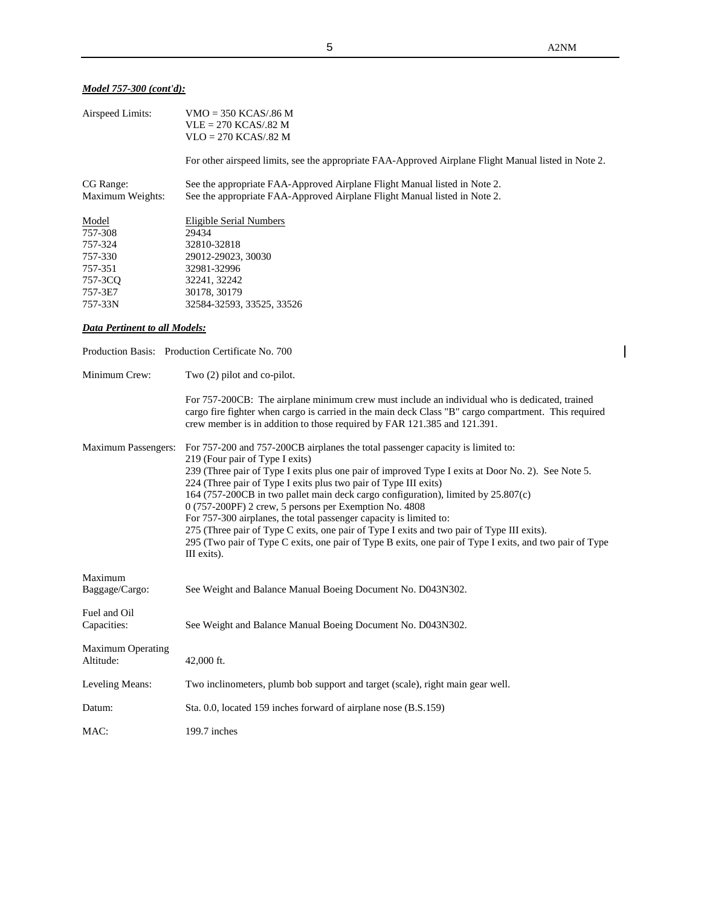***Model 757-300 (cont'd):***

Airspeed Limits: VMO = 350 KCAS/.86 M
VLE = 270 KCAS/.82 M
VLO = 270 KCAS/.82 M

For other airspeed limits, see the appropriate FAA-Approved Airplane Flight Manual listed in Note 2.

CG Range: See the appropriate FAA-Approved Airplane Flight Manual listed in Note 2.

Maximum Weights: See the appropriate FAA-Approved Airplane Flight Manual listed in Note 2.

| Model | Eligible Serial Numbers |
|---|---|
| 757-308 | 29434 |
| 757-324 | 32810-32818 |
| 757-330 | 29012-29023, 30030 |
| 757-351 | 32981-32996 |
| 757-3CQ | 32241, 32242 |
| 757-3E7 | 30178, 30179 |
| 757-33N | 32584-32593, 33525, 33526 |

***Data Pertinent to all Models:***

Production Basis: Production Certificate No. 700

Minimum Crew: Two (2) pilot and co-pilot.

For 757-200CB: The airplane minimum crew must include an individual who is dedicated, trained cargo fire fighter when cargo is carried in the main deck Class "B" cargo compartment. This required crew member is in addition to those required by FAR 121.385 and 121.391.

Maximum Passengers: For 757-200 and 757-200CB airplanes the total passenger capacity is limited to:
219 (Four pair of Type I exits)
239 (Three pair of Type I exits plus one pair of improved Type I exits at Door No. 2). See Note 5.
224 (Three pair of Type I exits plus two pair of Type III exits)
164 (757-200CB in two pallet main deck cargo configuration), limited by 25.807(c)
0 (757-200PF) 2 crew, 5 persons per Exemption No. 4808
For 757-300 airplanes, the total passenger capacity is limited to:
275 (Three pair of Type C exits, one pair of Type I exits and two pair of Type III exits).
295 (Two pair of Type C exits, one pair of Type B exits, one pair of Type I exits, and two pair of Type III exits).

Maximum Baggage/Cargo: See Weight and Balance Manual Boeing Document No. D043N302.

Fuel and Oil Capacities: See Weight and Balance Manual Boeing Document No. D043N302.

Maximum Operating Altitude: 42,000 ft.

Leveling Means: Two inclinometers, plumb bob support and target (scale), right main gear well.

Datum: Sta. 0.0, located 159 inches forward of airplane nose (B.S.159)

MAC: 199.7 inches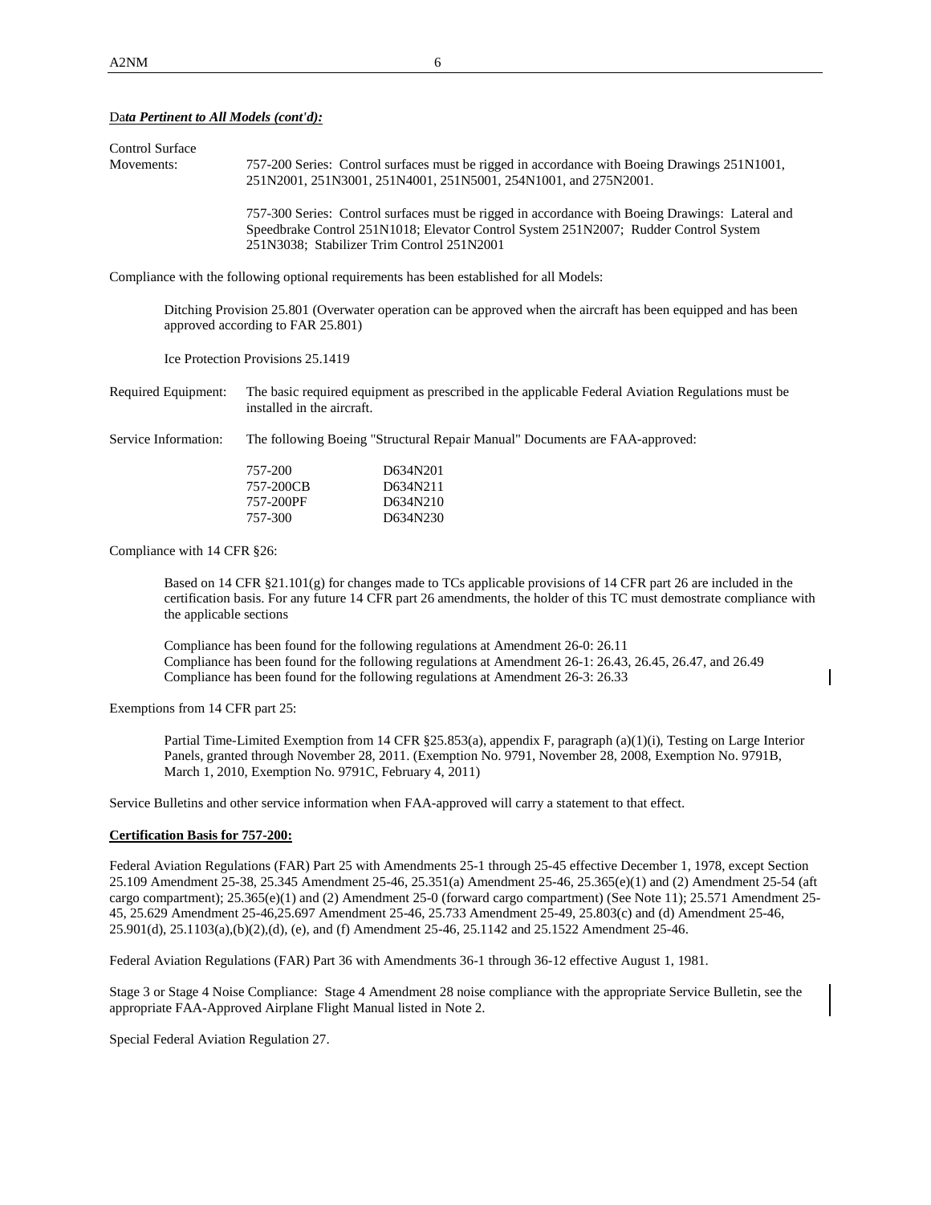**Data Pertinent to All Models (cont'd):**

Control Surface Movements: 757-200 Series: Control surfaces must be rigged in accordance with Boeing Drawings 251N1001, 251N2001, 251N3001, 251N4001, 251N5001, 254N1001, and 275N2001.

757-300 Series: Control surfaces must be rigged in accordance with Boeing Drawings: Lateral and Speedbrake Control 251N1018; Elevator Control System 251N2007; Rudder Control System 251N3038; Stabilizer Trim Control 251N2001

Compliance with the following optional requirements has been established for all Models:

Ditching Provision 25.801 (Overwater operation can be approved when the aircraft has been equipped and has been approved according to FAR 25.801)

Ice Protection Provisions 25.1419

Required Equipment: The basic required equipment as prescribed in the applicable Federal Aviation Regulations must be installed in the aircraft.

Service Information: The following Boeing "Structural Repair Manual" Documents are FAA-approved:

| | |
|---|---|
| 757-200 | D634N201 |
| 757-200CB | D634N211 |
| 757-200PF | D634N210 |
| 757-300 | D634N230 |

Compliance with 14 CFR §26:

Based on 14 CFR §21.101(g) for changes made to TCs applicable provisions of 14 CFR part 26 are included in the certification basis. For any future 14 CFR part 26 amendments, the holder of this TC must demostrate compliance with the applicable sections

Compliance has been found for the following regulations at Amendment 26-0: 26.11
Compliance has been found for the following regulations at Amendment 26-1: 26.43, 26.45, 26.47, and 26.49
Compliance has been found for the following regulations at Amendment 26-3: 26.33

Exemptions from 14 CFR part 25:

Partial Time-Limited Exemption from 14 CFR §25.853(a), appendix F, paragraph (a)(1)(i), Testing on Large Interior Panels, granted through November 28, 2011. (Exemption No. 9791, November 28, 2008, Exemption No. 9791B, March 1, 2010, Exemption No. 9791C, February 4, 2011)

Service Bulletins and other service information when FAA-approved will carry a statement to that effect.

**Certification Basis for 757-200:**

Federal Aviation Regulations (FAR) Part 25 with Amendments 25-1 through 25-45 effective December 1, 1978, except Section 25.109 Amendment 25-38, 25.345 Amendment 25-46, 25.351(a) Amendment 25-46, 25.365(e)(1) and (2) Amendment 25-54 (aft cargo compartment); 25.365(e)(1) and (2) Amendment 25-0 (forward cargo compartment) (See Note 11); 25.571 Amendment 25-45, 25.629 Amendment 25-46,25.697 Amendment 25-46, 25.733 Amendment 25-49, 25.803(c) and (d) Amendment 25-46, 25.901(d), 25.1103(a),(b)(2),(d), (e), and (f) Amendment 25-46, 25.1142 and 25.1522 Amendment 25-46.

Federal Aviation Regulations (FAR) Part 36 with Amendments 36-1 through 36-12 effective August 1, 1981.

Stage 3 or Stage 4 Noise Compliance: Stage 4 Amendment 28 noise compliance with the appropriate Service Bulletin, see the appropriate FAA-Approved Airplane Flight Manual listed in Note 2.

Special Federal Aviation Regulation 27.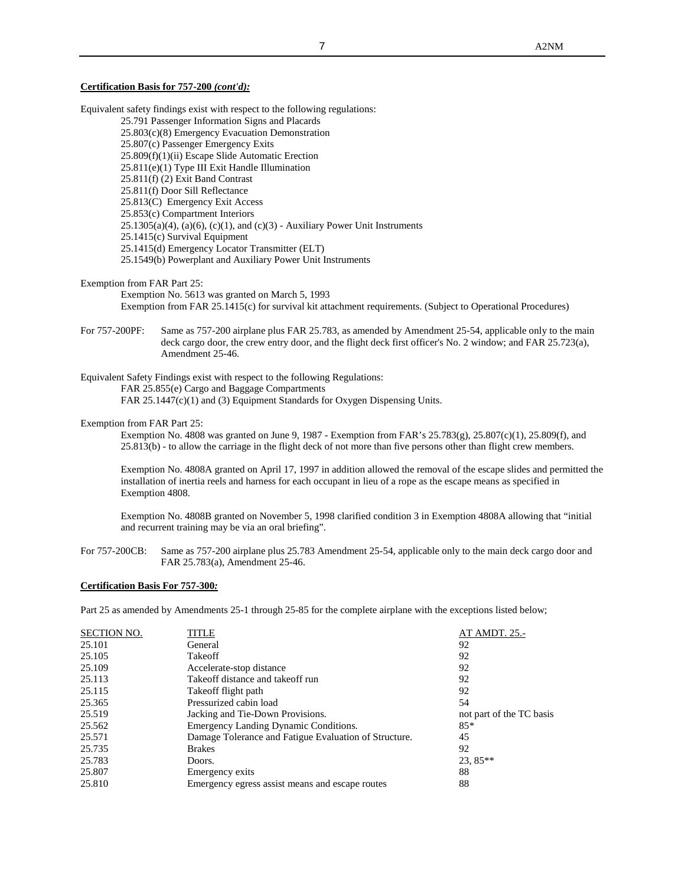**Certification Basis for 757-200 *(cont'd):***

Equivalent safety findings exist with respect to the following regulations:

25.791 Passenger Information Signs and Placards
25.803(c)(8) Emergency Evacuation Demonstration
25.807(c) Passenger Emergency Exits
25.809(f)(1)(ii) Escape Slide Automatic Erection
25.811(e)(1) Type III Exit Handle Illumination
25.811(f) (2) Exit Band Contrast
25.811(f) Door Sill Reflectance
25.813(C) Emergency Exit Access
25.853(c) Compartment Interiors
25.1305(a)(4), (a)(6), (c)(1), and (c)(3) - Auxiliary Power Unit Instruments
25.1415(c) Survival Equipment
25.1415(d) Emergency Locator Transmitter (ELT)
25.1549(b) Powerplant and Auxiliary Power Unit Instruments

Exemption from FAR Part 25:

Exemption No. 5613 was granted on March 5, 1993
Exemption from FAR 25.1415(c) for survival kit attachment requirements. (Subject to Operational Procedures)

For 757-200PF: Same as 757-200 airplane plus FAR 25.783, as amended by Amendment 25-54, applicable only to the main deck cargo door, the crew entry door, and the flight deck first officer's No. 2 window; and FAR 25.723(a), Amendment 25-46.

Equivalent Safety Findings exist with respect to the following Regulations:

FAR 25.855(e) Cargo and Baggage Compartments
FAR 25.1447(c)(1) and (3) Equipment Standards for Oxygen Dispensing Units.

Exemption from FAR Part 25:

Exemption No. 4808 was granted on June 9, 1987 - Exemption from FAR's 25.783(g), 25.807(c)(1), 25.809(f), and 25.813(b) - to allow the carriage in the flight deck of not more than five persons other than flight crew members.

Exemption No. 4808A granted on April 17, 1997 in addition allowed the removal of the escape slides and permitted the installation of inertia reels and harness for each occupant in lieu of a rope as the escape means as specified in Exemption 4808.

Exemption No. 4808B granted on November 5, 1998 clarified condition 3 in Exemption 4808A allowing that "initial and recurrent training may be via an oral briefing".

For 757-200CB: Same as 757-200 airplane plus 25.783 Amendment 25-54, applicable only to the main deck cargo door and FAR 25.783(a), Amendment 25-46.

**Certification Basis For 757-300*:***

Part 25 as amended by Amendments 25-1 through 25-85 for the complete airplane with the exceptions listed below;

| SECTION NO. | TITLE | AT AMDT. 25.- |
|---|---|---|
| 25.101 | General | 92 |
| 25.105 | Takeoff | 92 |
| 25.109 | Accelerate-stop distance | 92 |
| 25.113 | Takeoff distance and takeoff run | 92 |
| 25.115 | Takeoff flight path | 92 |
| 25.365 | Pressurized cabin load | 54 |
| 25.519 | Jacking and Tie-Down Provisions. | not part of the TC basis |
| 25.562 | Emergency Landing Dynamic Conditions. | 85* |
| 25.571 | Damage Tolerance and Fatigue Evaluation of Structure. | 45 |
| 25.735 | Brakes | 92 |
| 25.783 | Doors. | 23, 85** |
| 25.807 | Emergency exits | 88 |
| 25.810 | Emergency egress assist means and escape routes | 88 |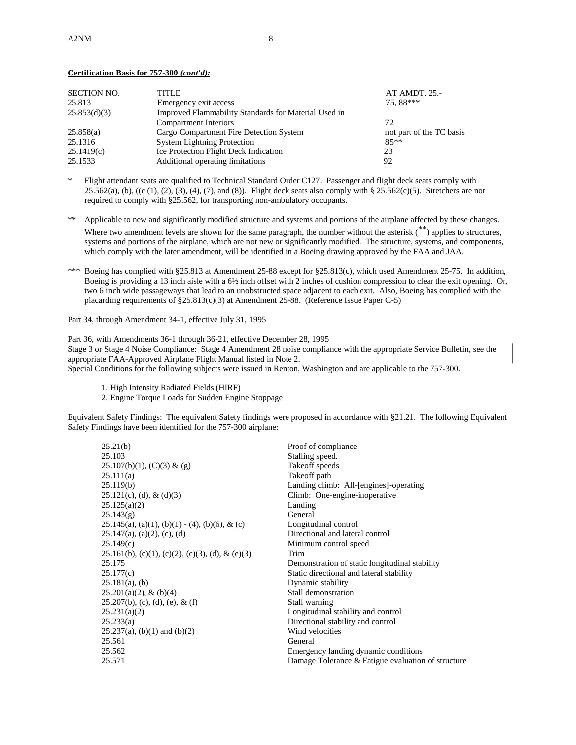**Certification Basis for 757-300** ***(cont'd):***

| SECTION NO. | TITLE | AT AMDT. 25.- |
|---|---|---|
| 25.813 | Emergency exit access | 75, 88*** |
| 25.853(d)(3) | Improved Flammability Standards for Material Used in Compartment Interiors | 72 |
| 25.858(a) | Cargo Compartment Fire Detection System | not part of the TC basis |
| 25.1316 | System Lightning Protection | 85** |
| 25.1419(c) | Ice Protection Flight Deck Indication | 23 |
| 25.1533 | Additional operating limitations | 92 |

\* Flight attendant seats are qualified to Technical Standard Order C127. Passenger and flight deck seats comply with 25.562(a), (b), ((c (1), (2), (3), (4), (7), and (8)). Flight deck seats also comply with § 25.562(c)(5). Stretchers are not required to comply with §25.562, for transporting non-ambulatory occupants.

\** Applicable to new and significantly modified structure and systems and portions of the airplane affected by these changes. Where two amendment levels are shown for the same paragraph, the number without the asterisk (**) applies to structures, systems and portions of the airplane, which are not new or significantly modified. The structure, systems, and components, which comply with the later amendment, will be identified in a Boeing drawing approved by the FAA and JAA.

\*** Boeing has complied with §25.813 at Amendment 25-88 except for §25.813(c), which used Amendment 25-75. In addition, Boeing is providing a 13 inch aisle with a 6½ inch offset with 2 inches of cushion compression to clear the exit opening. Or, two 6 inch wide passageways that lead to an unobstructed space adjacent to each exit. Also, Boeing has complied with the placarding requirements of §25.813(c)(3) at Amendment 25-88. (Reference Issue Paper C-5)

Part 34, through Amendment 34-1, effective July 31, 1995

Part 36, with Amendments 36-1 through 36-21, effective December 28, 1995
Stage 3 or Stage 4 Noise Compliance: Stage 4 Amendment 28 noise compliance with the appropriate Service Bulletin, see the appropriate FAA-Approved Airplane Flight Manual listed in Note 2.
Special Conditions for the following subjects were issued in Renton, Washington and are applicable to the 757-300.

1. High Intensity Radiated Fields (HIRF)
2. Engine Torque Loads for Sudden Engine Stoppage

Equivalent Safety Findings: The equivalent Safety findings were proposed in accordance with §21.21. The following Equivalent Safety Findings have been identified for the 757-300 airplane:

| | |
|---|---|
| 25.21(b) | Proof of compliance |
| 25.103 | Stalling speed. |
| 25.107(b)(1), (C)(3) & (g) | Takeoff speeds |
| 25.111(a) | Takeoff path |
| 25.119(b) | Landing climb: All-[engines]-operating |
| 25.121(c), (d), & (d)(3) | Climb: One-engine-inoperative |
| 25.125(a)(2) | Landing |
| 25.143(g) | General |
| 25.145(a), (a)(1), (b)(1) - (4), (b)(6), & (c) | Longitudinal control |
| 25.147(a), (a)(2), (c), (d) | Directional and lateral control |
| 25.149(c) | Minimum control speed |
| 25.161(b), (c)(1), (c)(2), (c)(3), (d), & (e)(3) | Trim |
| 25.175 | Demonstration of static longitudinal stability |
| 25.177(c) | Static directional and lateral stability |
| 25.181(a), (b) | Dynamic stability |
| 25.201(a)(2), & (b)(4) | Stall demonstration |
| 25.207(b), (c), (d), (e), & (f) | Stall warning |
| 25.231(a)(2) | Longitudinal stability and control |
| 25.233(a) | Directional stability and control |
| 25.237(a), (b)(1) and (b)(2) | Wind velocities |
| 25.561 | General |
| 25.562 | Emergency landing dynamic conditions |
| 25.571 | Damage Tolerance & Fatigue evaluation of structure |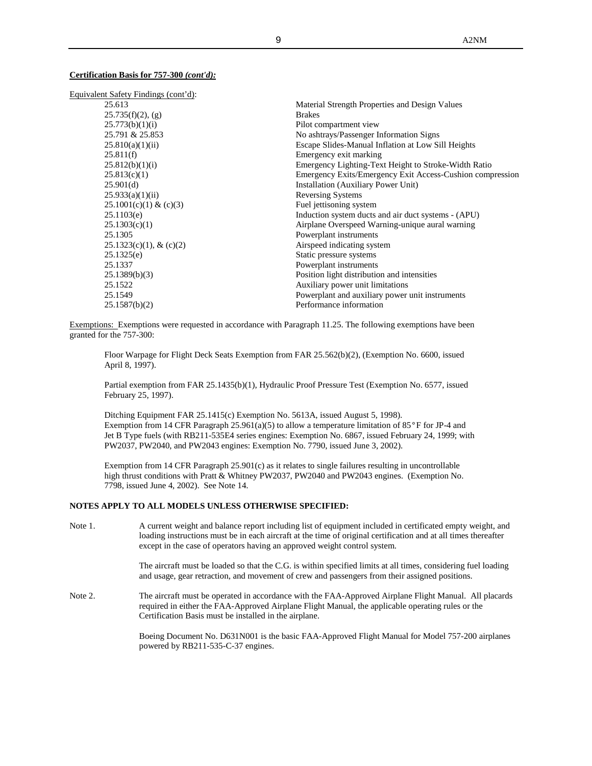**Certification Basis for 757-300 *(cont'd):***

Equivalent Safety Findings (cont'd):

| | |
|---|---|
| 25.613 | Material Strength Properties and Design Values |
| 25.735(f)(2), (g) | Brakes |
| 25.773(b)(1)(i) | Pilot compartment view |
| 25.791 & 25.853 | No ashtrays/Passenger Information Signs |
| 25.810(a)(1)(ii) | Escape Slides-Manual Inflation at Low Sill Heights |
| 25.811(f) | Emergency exit marking |
| 25.812(b)(1)(i) | Emergency Lighting-Text Height to Stroke-Width Ratio |
| 25.813(c)(1) | Emergency Exits/Emergency Exit Access-Cushion compression |
| 25.901(d) | Installation (Auxiliary Power Unit) |
| 25.933(a)(1)(ii) | Reversing Systems |
| 25.1001(c)(1) & (c)(3) | Fuel jettisoning system |
| 25.1103(e) | Induction system ducts and air duct systems - (APU) |
| 25.1303(c)(1) | Airplane Overspeed Warning-unique aural warning |
| 25.1305 | Powerplant instruments |
| 25.1323(c)(1), & (c)(2) | Airspeed indicating system |
| 25.1325(e) | Static pressure systems |
| 25.1337 | Powerplant instruments |
| 25.1389(b)(3) | Position light distribution and intensities |
| 25.1522 | Auxiliary power unit limitations |
| 25.1549 | Powerplant and auxiliary power unit instruments |
| 25.1587(b)(2) | Performance information |

Exemptions: Exemptions were requested in accordance with Paragraph 11.25. The following exemptions have been granted for the 757-300:

Floor Warpage for Flight Deck Seats Exemption from FAR 25.562(b)(2), (Exemption No. 6600, issued April 8, 1997).

Partial exemption from FAR 25.1435(b)(1), Hydraulic Proof Pressure Test (Exemption No. 6577, issued February 25, 1997).

Ditching Equipment FAR 25.1415(c) Exemption No. 5613A, issued August 5, 1998).
Exemption from 14 CFR Paragraph 25.961(a)(5) to allow a temperature limitation of 85°F for JP-4 and Jet B Type fuels (with RB211-535E4 series engines: Exemption No. 6867, issued February 24, 1999; with PW2037, PW2040, and PW2043 engines: Exemption No. 7790, issued June 3, 2002).

Exemption from 14 CFR Paragraph 25.901(c) as it relates to single failures resulting in uncontrollable high thrust conditions with Pratt & Whitney PW2037, PW2040 and PW2043 engines. (Exemption No. 7798, issued June 4, 2002). See Note 14.

**NOTES APPLY TO ALL MODELS UNLESS OTHERWISE SPECIFIED:**

Note 1. A current weight and balance report including list of equipment included in certificated empty weight, and loading instructions must be in each aircraft at the time of original certification and at all times thereafter except in the case of operators having an approved weight control system.

The aircraft must be loaded so that the C.G. is within specified limits at all times, considering fuel loading and usage, gear retraction, and movement of crew and passengers from their assigned positions.

Note 2. The aircraft must be operated in accordance with the FAA-Approved Airplane Flight Manual. All placards required in either the FAA-Approved Airplane Flight Manual, the applicable operating rules or the Certification Basis must be installed in the airplane.

Boeing Document No. D631N001 is the basic FAA-Approved Flight Manual for Model 757-200 airplanes powered by RB211-535-C-37 engines.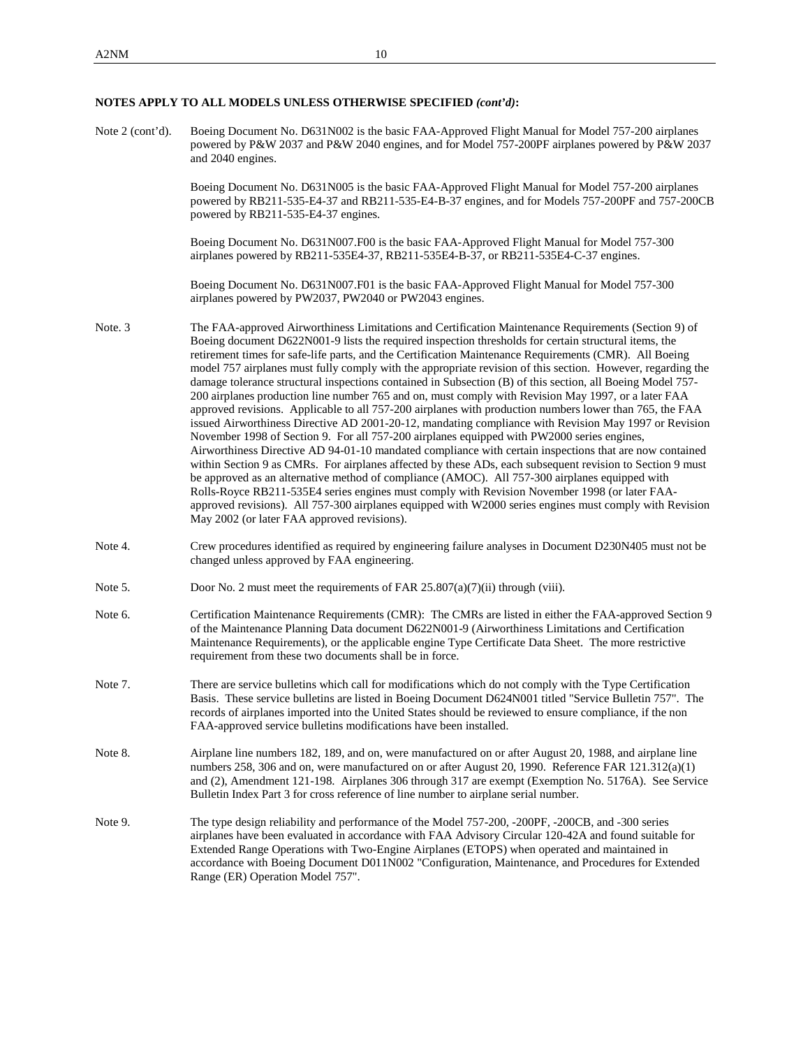**NOTES APPLY TO ALL MODELS UNLESS OTHERWISE SPECIFIED *(cont'd)*:**

Note 2 (cont'd). Boeing Document No. D631N002 is the basic FAA-Approved Flight Manual for Model 757-200 airplanes powered by P&W 2037 and P&W 2040 engines, and for Model 757-200PF airplanes powered by P&W 2037 and 2040 engines.

Boeing Document No. D631N005 is the basic FAA-Approved Flight Manual for Model 757-200 airplanes powered by RB211-535-E4-37 and RB211-535-E4-B-37 engines, and for Models 757-200PF and 757-200CB powered by RB211-535-E4-37 engines.

Boeing Document No. D631N007.F00 is the basic FAA-Approved Flight Manual for Model 757-300 airplanes powered by RB211-535E4-37, RB211-535E4-B-37, or RB211-535E4-C-37 engines.

Boeing Document No. D631N007.F01 is the basic FAA-Approved Flight Manual for Model 757-300 airplanes powered by PW2037, PW2040 or PW2043 engines.

Note. 3 The FAA-approved Airworthiness Limitations and Certification Maintenance Requirements (Section 9) of Boeing document D622N001-9 lists the required inspection thresholds for certain structural items, the retirement times for safe-life parts, and the Certification Maintenance Requirements (CMR). All Boeing model 757 airplanes must fully comply with the appropriate revision of this section. However, regarding the damage tolerance structural inspections contained in Subsection (B) of this section, all Boeing Model 757-200 airplanes production line number 765 and on, must comply with Revision May 1997, or a later FAA approved revisions. Applicable to all 757-200 airplanes with production numbers lower than 765, the FAA issued Airworthiness Directive AD 2001-20-12, mandating compliance with Revision May 1997 or Revision November 1998 of Section 9. For all 757-200 airplanes equipped with PW2000 series engines, Airworthiness Directive AD 94-01-10 mandated compliance with certain inspections that are now contained within Section 9 as CMRs. For airplanes affected by these ADs, each subsequent revision to Section 9 must be approved as an alternative method of compliance (AMOC). All 757-300 airplanes equipped with Rolls-Royce RB211-535E4 series engines must comply with Revision November 1998 (or later FAA-approved revisions). All 757-300 airplanes equipped with W2000 series engines must comply with Revision May 2002 (or later FAA approved revisions).

Note 4. Crew procedures identified as required by engineering failure analyses in Document D230N405 must not be changed unless approved by FAA engineering.

Note 5. Door No. 2 must meet the requirements of FAR 25.807(a)(7)(ii) through (viii).

Note 6. Certification Maintenance Requirements (CMR): The CMRs are listed in either the FAA-approved Section 9 of the Maintenance Planning Data document D622N001-9 (Airworthiness Limitations and Certification Maintenance Requirements), or the applicable engine Type Certificate Data Sheet. The more restrictive requirement from these two documents shall be in force.

Note 7. There are service bulletins which call for modifications which do not comply with the Type Certification Basis. These service bulletins are listed in Boeing Document D624N001 titled "Service Bulletin 757". The records of airplanes imported into the United States should be reviewed to ensure compliance, if the non FAA-approved service bulletins modifications have been installed.

Note 8. Airplane line numbers 182, 189, and on, were manufactured on or after August 20, 1988, and airplane line numbers 258, 306 and on, were manufactured on or after August 20, 1990. Reference FAR 121.312(a)(1) and (2), Amendment 121-198. Airplanes 306 through 317 are exempt (Exemption No. 5176A). See Service Bulletin Index Part 3 for cross reference of line number to airplane serial number.

Note 9. The type design reliability and performance of the Model 757-200, -200PF, -200CB, and -300 series airplanes have been evaluated in accordance with FAA Advisory Circular 120-42A and found suitable for Extended Range Operations with Two-Engine Airplanes (ETOPS) when operated and maintained in accordance with Boeing Document D011N002 "Configuration, Maintenance, and Procedures for Extended Range (ER) Operation Model 757".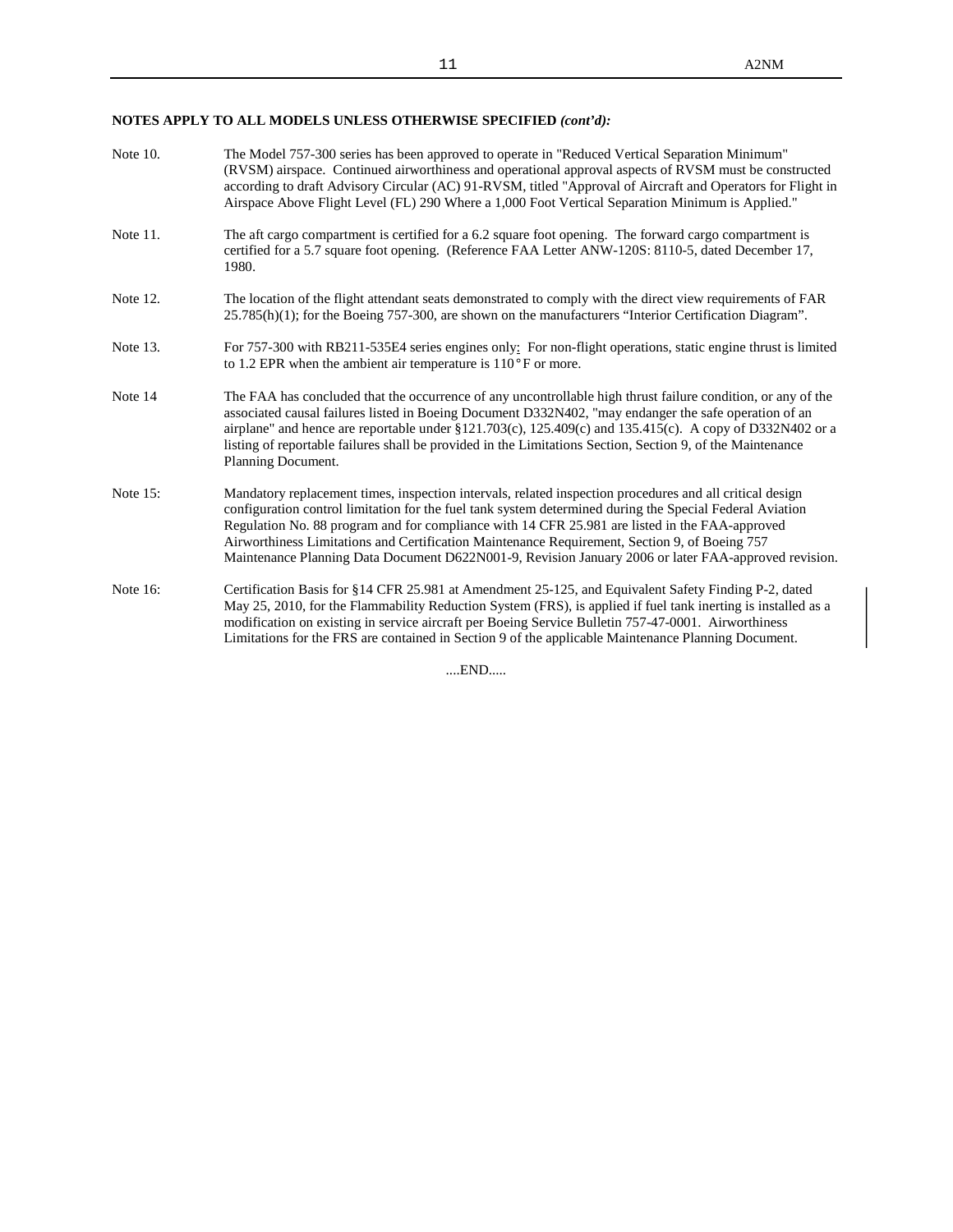**NOTES APPLY TO ALL MODELS UNLESS OTHERWISE SPECIFIED *(cont'd)*:**

Note 10. The Model 757-300 series has been approved to operate in "Reduced Vertical Separation Minimum" (RVSM) airspace. Continued airworthiness and operational approval aspects of RVSM must be constructed according to draft Advisory Circular (AC) 91-RVSM, titled "Approval of Aircraft and Operators for Flight in Airspace Above Flight Level (FL) 290 Where a 1,000 Foot Vertical Separation Minimum is Applied."

Note 11. The aft cargo compartment is certified for a 6.2 square foot opening. The forward cargo compartment is certified for a 5.7 square foot opening. (Reference FAA Letter ANW-120S: 8110-5, dated December 17, 1980.

Note 12. The location of the flight attendant seats demonstrated to comply with the direct view requirements of FAR 25.785(h)(1); for the Boeing 757-300, are shown on the manufacturers "Interior Certification Diagram".

Note 13. For 757-300 with RB211-535E4 series engines only: For non-flight operations, static engine thrust is limited to 1.2 EPR when the ambient air temperature is 110°F or more.

Note 14 The FAA has concluded that the occurrence of any uncontrollable high thrust failure condition, or any of the associated causal failures listed in Boeing Document D332N402, "may endanger the safe operation of an airplane" and hence are reportable under §121.703(c), 125.409(c) and 135.415(c). A copy of D332N402 or a listing of reportable failures shall be provided in the Limitations Section, Section 9, of the Maintenance Planning Document.

Note 15: Mandatory replacement times, inspection intervals, related inspection procedures and all critical design configuration control limitation for the fuel tank system determined during the Special Federal Aviation Regulation No. 88 program and for compliance with 14 CFR 25.981 are listed in the FAA-approved Airworthiness Limitations and Certification Maintenance Requirement, Section 9, of Boeing 757 Maintenance Planning Data Document D622N001-9, Revision January 2006 or later FAA-approved revision.

Note 16: Certification Basis for §14 CFR 25.981 at Amendment 25-125, and Equivalent Safety Finding P-2, dated May 25, 2010, for the Flammability Reduction System (FRS), is applied if fuel tank inerting is installed as a modification on existing in service aircraft per Boeing Service Bulletin 757-47-0001. Airworthiness Limitations for the FRS are contained in Section 9 of the applicable Maintenance Planning Document.

....END.....